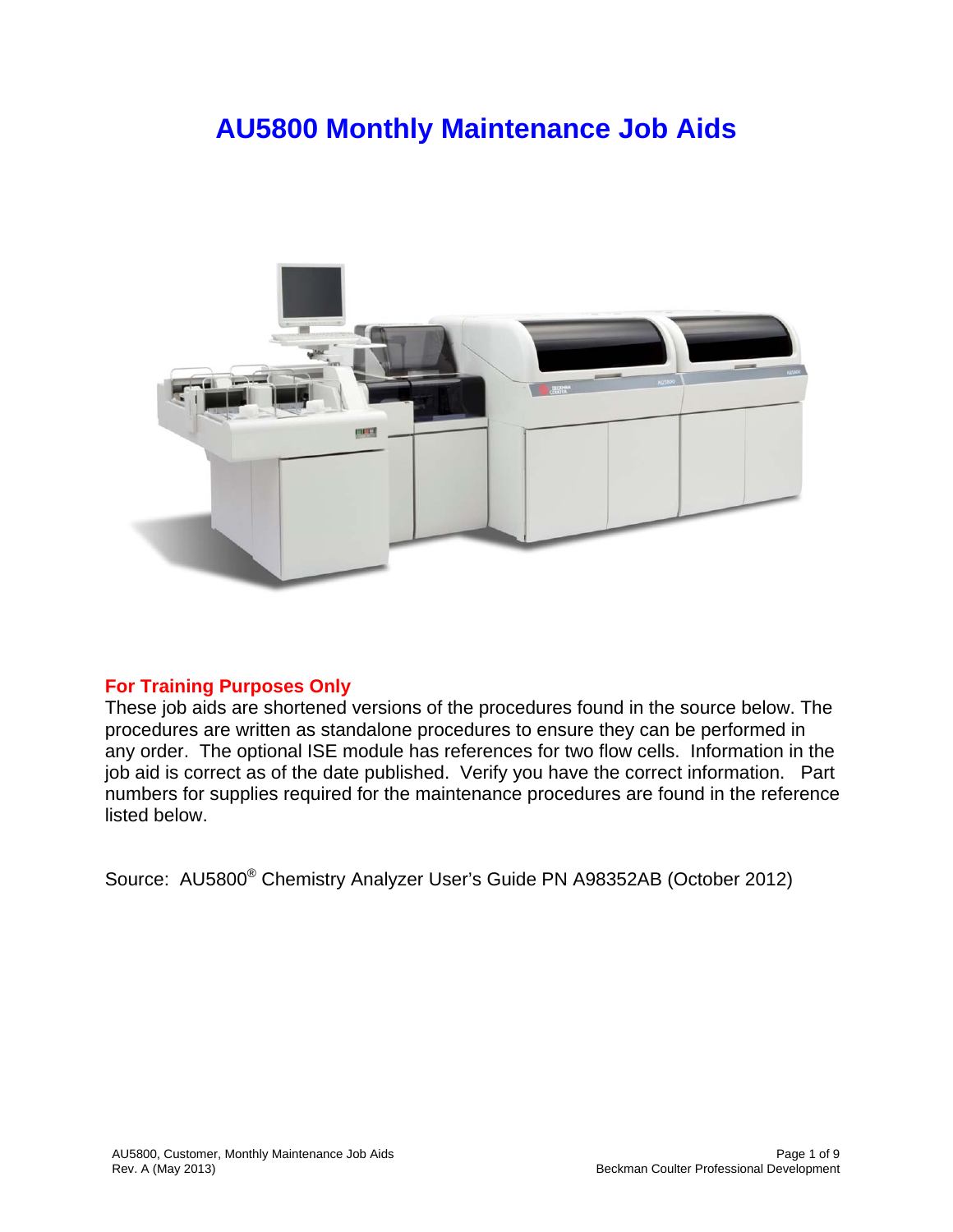# AU5800 Monthly Maintenance Job Aids

**For Training Purposes Only**

These job aids are shortened versions of the procedures found in the source below. The procedures are written as standalone procedures to ensure they can be performed in any order. The optional ISE module has references for two flow cells. Information in the job aid is correct as of the date published. Verify you have the correct information. Part numbers for supplies required for the maintenance procedures are found in the reference listed below.

Source: AU5800® Chemistry Analyzer User's Guide PN A98352AB (October 2012)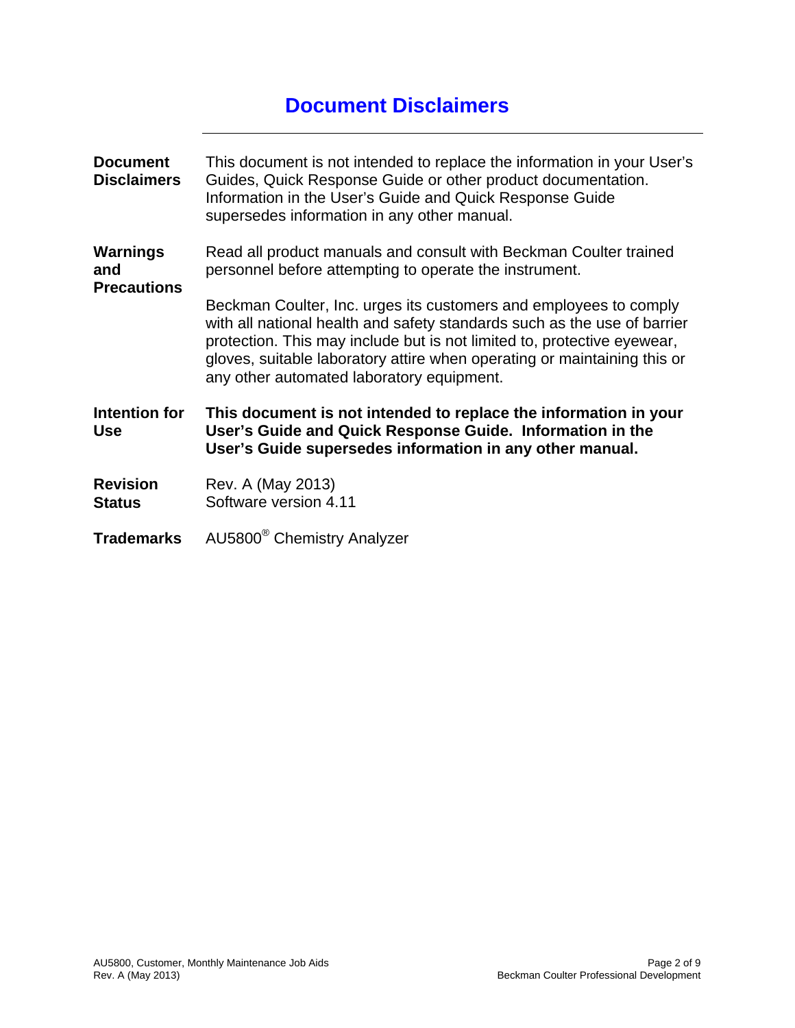# Document Disclaimers

---

**Document Disclaimers**

This document is not intended to replace the information in your User's Guides, Quick Response Guide or other product documentation. Information in the User's Guide and Quick Response Guide supersedes information in any other manual.

**Warnings and Precautions**

Read all product manuals and consult with Beckman Coulter trained personnel before attempting to operate the instrument.

Beckman Coulter, Inc. urges its customers and employees to comply with all national health and safety standards such as the use of barrier protection. This may include but is not limited to, protective eyewear, gloves, suitable laboratory attire when operating or maintaining this or any other automated laboratory equipment.

**Intention for Use**

**This document is not intended to replace the information in your User's Guide and Quick Response Guide. Information in the User's Guide supersedes information in any other manual.**

**Revision Status**

Rev. A (May 2013)
Software version 4.11

**Trademarks**

AU5800® Chemistry Analyzer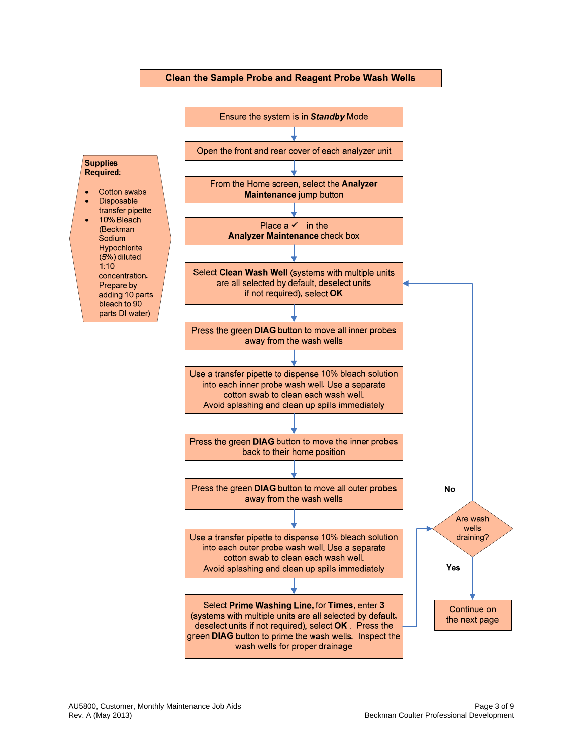# Clean the Sample Probe and Reagent Probe Wash Wells

**Supplies Required**:

- Cotton swabs
- Disposable transfer pipette
- 10% Bleach (Beckman Sodium Hypochlorite (5%) diluted 1:10 concentration. Prepare by adding 10 parts bleach to 90 parts DI water)

1. Ensure the system is in ***Standby*** Mode
2. Open the front and rear cover of each analyzer unit
3. From the Home screen, select the **Analyzer Maintenance** jump button
4. Place a ✓ in the **Analyzer Maintenance** check box
5. Select **Clean Wash Well** (systems with multiple units are all selected by default, deselect units if not required), select **OK**
6. Press the green **DIAG** button to move all inner probes away from the wash wells
7. Use a transfer pipette to dispense 10% bleach solution into each inner probe wash well. Use a separate cotton swab to clean each wash well. Avoid splashing and clean up spills immediately
8. Press the green **DIAG** button to move the inner probes back to their home position
9. Press the green **DIAG** button to move all outer probes away from the wash wells
10. Use a transfer pipette to dispense 10% bleach solution into each outer probe wash well. Use a separate cotton swab to clean each wash well. Avoid splashing and clean up spills immediately
11. Select **Prime Washing Line,** for **Times**, enter **3** (systems with multiple units are all selected by default, deselect units if not required), select **OK** . Press the green **DIAG** button to prime the wash wells. Inspect the wash wells for proper drainage
12. Are wash wells draining?
    - **No**: Return to step 5 (Select **Clean Wash Well**)
    - **Yes**: Continue on the next page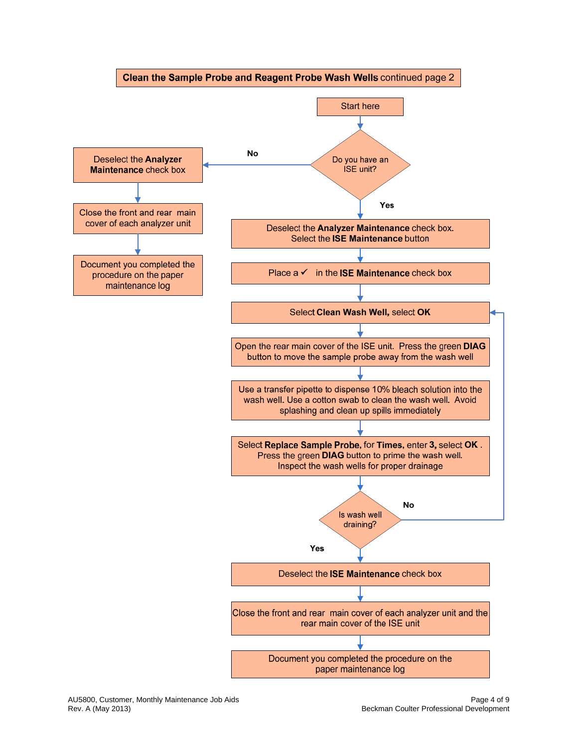# **Clean the Sample Probe and Reagent Probe Wash Wells** continued page 2

Start here

**Do you have an ISE unit?**

**No:**

1. Deselect the **Analyzer Maintenance** check box
2. Close the front and rear main cover of each analyzer unit
3. Document you completed the procedure on the paper maintenance log

**Yes:**

1. Deselect the **Analyzer Maintenance** check box. Select the **ISE Maintenance** button
2. Place a ✓ in the **ISE Maintenance** check box
3. Select **Clean Wash Well,** select **OK**
4. Open the rear main cover of the ISE unit. Press the green **DIAG** button to move the sample probe away from the wash well
5. Use a transfer pipette to dispense 10% bleach solution into the wash well. Use a cotton swab to clean the wash well. Avoid splashing and clean up spills immediately
6. Select **Replace Sample Probe,** for **Times,** enter **3,** select **OK** . Press the green **DIAG** button to prime the wash well. Inspect the wash wells for proper drainage
7. **Is wash well draining?**
   - **No:** Return to step 3 (Select **Clean Wash Well,** select **OK**)
   - **Yes:** Continue
8. Deselect the **ISE Maintenance** check box
9. Close the front and rear main cover of each analyzer unit and the rear main cover of the ISE unit
10. Document you completed the procedure on the paper maintenance log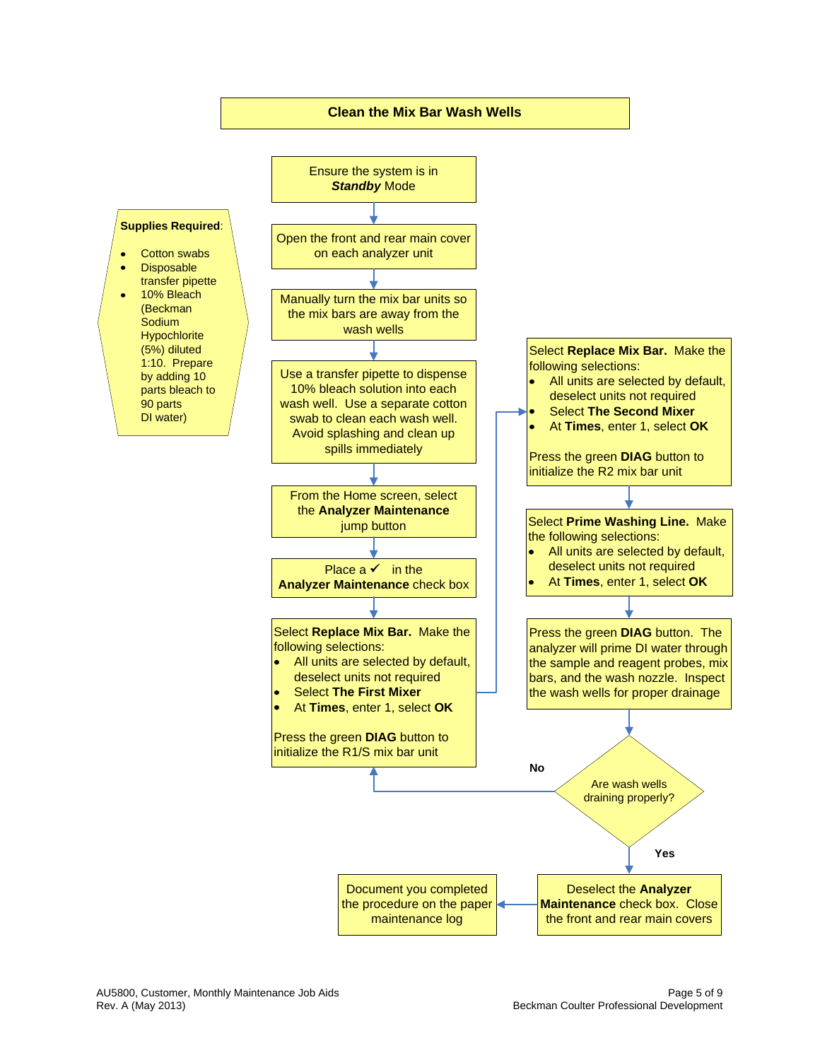# Clean the Mix Bar Wash Wells

**Supplies Required**:

- Cotton swabs
- Disposable transfer pipette
- 10% Bleach (Beckman Sodium Hypochlorite (5%) diluted 1:10. Prepare by adding 10 parts bleach to 90 parts DI water)

1. Ensure the system is in ***Standby*** Mode
2. Open the front and rear main cover on each analyzer unit
3. Manually turn the mix bar units so the mix bars are away from the wash wells
4. Use a transfer pipette to dispense 10% bleach solution into each wash well. Use a separate cotton swab to clean each wash well. Avoid splashing and clean up spills immediately
5. From the Home screen, select the **Analyzer Maintenance** jump button
6. Place a ✓ in the **Analyzer Maintenance** check box
7. Select **Replace Mix Bar.** Make the following selections:
   - All units are selected by default, deselect units not required
   - Select **The First Mixer**
   - At **Times**, enter 1, select **OK**

   Press the green **DIAG** button to initialize the R1/S mix bar unit
8. Select **Replace Mix Bar.** Make the following selections:
   - All units are selected by default, deselect units not required
   - Select **The Second Mixer**
   - At **Times**, enter 1, select **OK**

   Press the green **DIAG** button to initialize the R2 mix bar unit
9. Select **Prime Washing Line.** Make the following selections:
   - All units are selected by default, deselect units not required
   - At **Times**, enter 1, select **OK**
10. Press the green **DIAG** button. The analyzer will prime DI water through the sample and reagent probes, mix bars, and the wash nozzle. Inspect the wash wells for proper drainage
11. Are wash wells draining properly?
    - **No**: return to step 7 (Select **Replace Mix Bar** – The First Mixer)
    - **Yes**: continue to step 12
12. Deselect the **Analyzer Maintenance** check box. Close the front and rear main covers
13. Document you completed the procedure on the paper maintenance log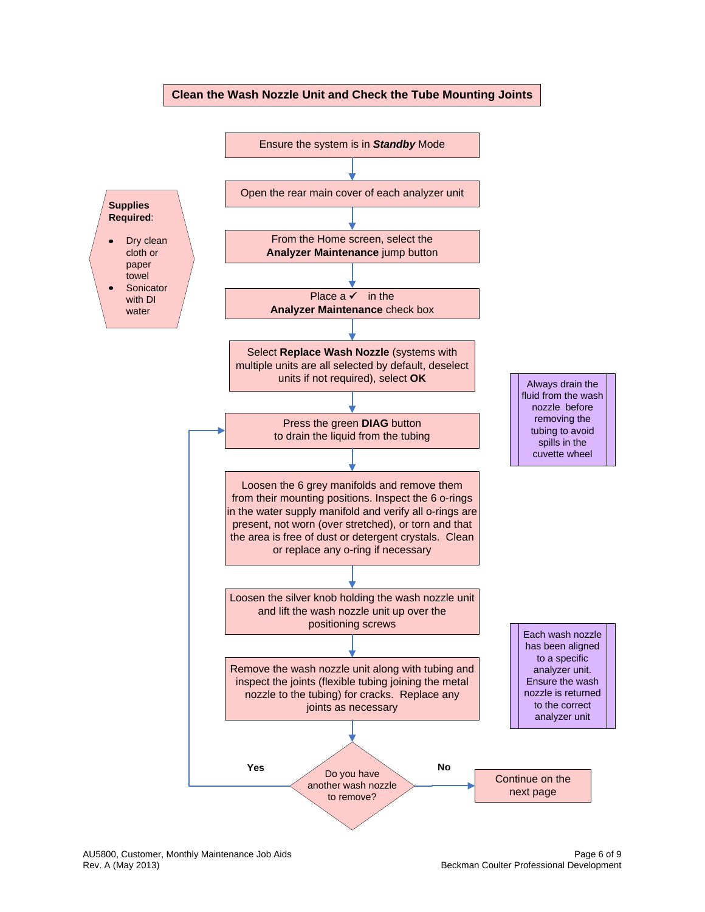## Clean the Wash Nozzle Unit and Check the Tube Mounting Joints

**Supplies Required**:

- Dry clean cloth or paper towel
- Sonicator with DI water

1. Ensure the system is in ***Standby*** Mode
2. Open the rear main cover of each analyzer unit
3. From the Home screen, select the **Analyzer Maintenance** jump button
4. Place a ✓ in the **Analyzer Maintenance** check box
5. Select **Replace Wash Nozzle** (systems with multiple units are all selected by default, deselect units if not required), select **OK**
6. Press the green **DIAG** button to drain the liquid from the tubing

   > Always drain the fluid from the wash nozzle before removing the tubing to avoid spills in the cuvette wheel

7. Loosen the 6 grey manifolds and remove them from their mounting positions. Inspect the 6 o-rings in the water supply manifold and verify all o-rings are present, not worn (over stretched), or torn and that the area is free of dust or detergent crystals. Clean or replace any o-ring if necessary
8. Loosen the silver knob holding the wash nozzle unit and lift the wash nozzle unit up over the positioning screws
9. Remove the wash nozzle unit along with tubing and inspect the joints (flexible tubing joining the metal nozzle to the tubing) for cracks. Replace any joints as necessary

   > Each wash nozzle has been aligned to a specific analyzer unit. Ensure the wash nozzle is returned to the correct analyzer unit

10. Do you have another wash nozzle to remove?
    - **Yes**: Return to step 6 (Press the green **DIAG** button to drain the liquid from the tubing)
    - **No**: Continue on the next page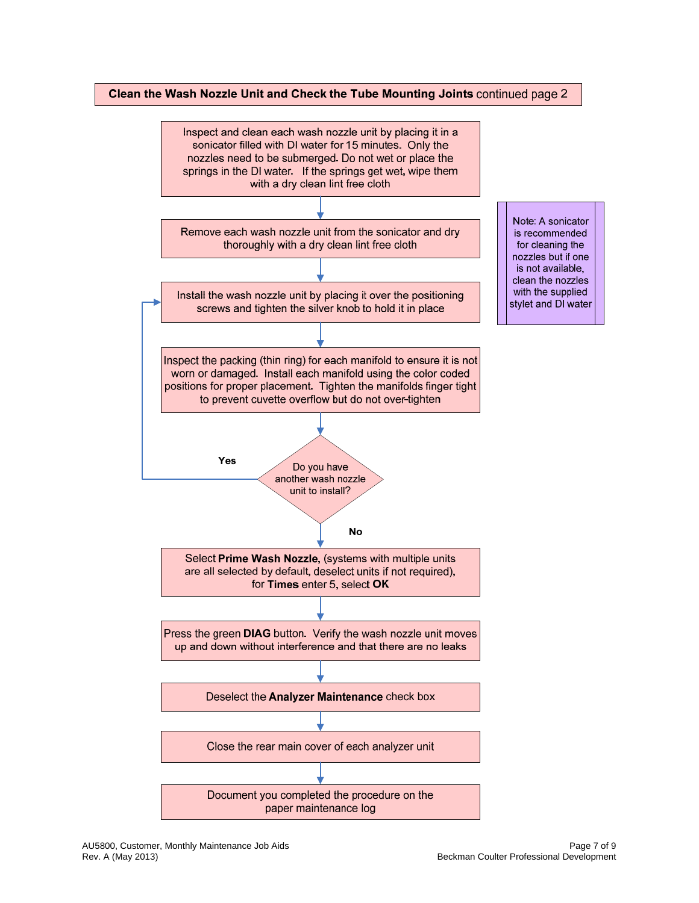## **Clean the Wash Nozzle Unit and Check the Tube Mounting Joints** continued page 2

Inspect and clean each wash nozzle unit by placing it in a sonicator filled with DI water for 15 minutes. Only the nozzles need to be submerged. Do not wet or place the springs in the DI water. If the springs get wet, wipe them with a dry clean lint free cloth

↓

Remove each wash nozzle unit from the sonicator and dry thoroughly with a dry clean lint free cloth

↓

Install the wash nozzle unit by placing it over the positioning screws and tighten the silver knob to hold it in place

↓

Inspect the packing (thin ring) for each manifold to ensure it is not worn or damaged. Install each manifold using the color coded positions for proper placement. Tighten the manifolds finger tight to prevent cuvette overflow but do not over-tighten

↓

Do you have another wash nozzle unit to install?

- **Yes**: return to "Install the wash nozzle unit by placing it over the positioning screws and tighten the silver knob to hold it in place"
- **No**: continue

↓

Select **Prime Wash Nozzle**, (systems with multiple units are all selected by default, deselect units if not required), for **Times** enter 5, select **OK**

↓

Press the green **DIAG** button. Verify the wash nozzle unit moves up and down without interference and that there are no leaks

↓

Deselect the **Analyzer Maintenance** check box

↓

Close the rear main cover of each analyzer unit

↓

Document you completed the procedure on the paper maintenance log

> Note: A sonicator is recommended for cleaning the nozzles but if one is not available, clean the nozzles with the supplied stylet and DI water

AU5800, Customer, Monthly Maintenance Job Aids
Rev. A (May 2013)

Beckman Coulter Professional Development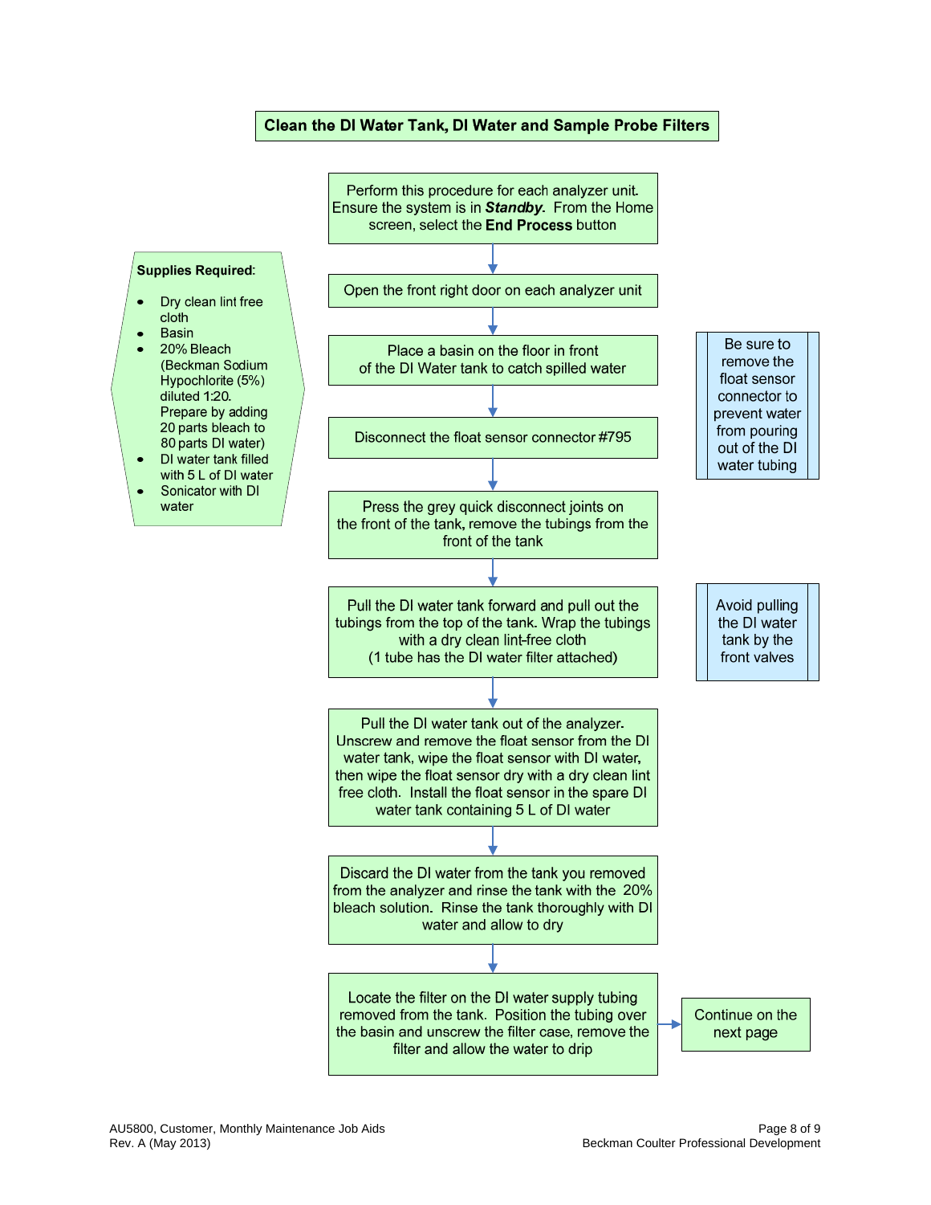## Clean the DI Water Tank, DI Water and Sample Probe Filters

**Supplies Required**:

- Dry clean lint free cloth
- Basin
- 20% Bleach (Beckman Sodium Hypochlorite (5%) diluted 1:20. Prepare by adding 20 parts bleach to 80 parts DI water)
- DI water tank filled with 5 L of DI water
- Sonicator with DI water

1. Perform this procedure for each analyzer unit. Ensure the system is in ***Standby***. From the Home screen, select the **End Process** button
2. Open the front right door on each analyzer unit
3. Place a basin on the floor in front of the DI Water tank to catch spilled water
4. Disconnect the float sensor connector #795
   - Be sure to remove the float sensor connector to prevent water from pouring out of the DI water tubing
5. Press the grey quick disconnect joints on the front of the tank, remove the tubings from the front of the tank
6. Pull the DI water tank forward and pull out the tubings from the top of the tank. Wrap the tubings with a dry clean lint-free cloth (1 tube has the DI water filter attached)
   - Avoid pulling the DI water tank by the front valves
7. Pull the DI water tank out of the analyzer. Unscrew and remove the float sensor from the DI water tank, wipe the float sensor with DI water, then wipe the float sensor dry with a dry clean lint free cloth. Install the float sensor in the spare DI water tank containing 5 L of DI water
8. Discard the DI water from the tank you removed from the analyzer and rinse the tank with the 20% bleach solution. Rinse the tank thoroughly with DI water and allow to dry
9. Locate the filter on the DI water supply tubing removed from the tank. Position the tubing over the basin and unscrew the filter case, remove the filter and allow the water to drip

Continue on the next page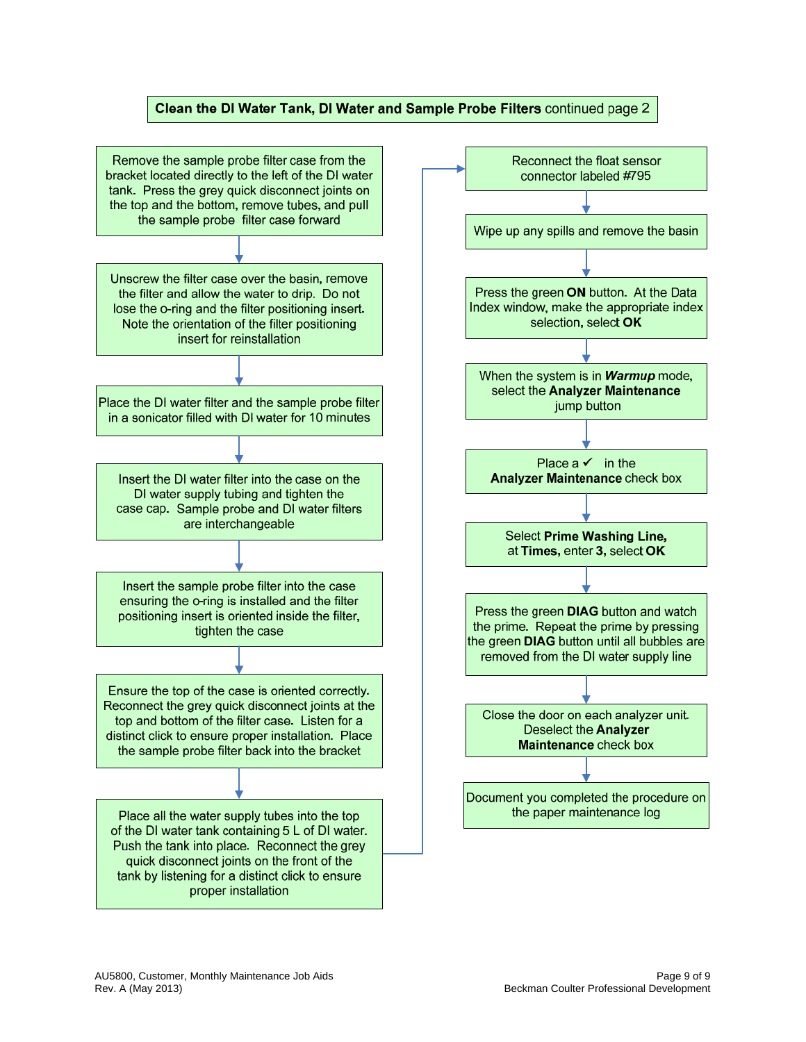## **Clean the DI Water Tank, DI Water and Sample Probe Filters** continued page 2

1. Remove the sample probe filter case from the bracket located directly to the left of the DI water tank. Press the grey quick disconnect joints on the top and the bottom, remove tubes, and pull the sample probe filter case forward
2. Unscrew the filter case over the basin, remove the filter and allow the water to drip. Do not lose the o-ring and the filter positioning insert. Note the orientation of the filter positioning insert for reinstallation
3. Place the DI water filter and the sample probe filter in a sonicator filled with DI water for 10 minutes
4. Insert the DI water filter into the case on the DI water supply tubing and tighten the case cap. Sample probe and DI water filters are interchangeable
5. Insert the sample probe filter into the case ensuring the o-ring is installed and the filter positioning insert is oriented inside the filter, tighten the case
6. Ensure the top of the case is oriented correctly. Reconnect the grey quick disconnect joints at the top and bottom of the filter case. Listen for a distinct click to ensure proper installation. Place the sample probe filter back into the bracket
7. Place all the water supply tubes into the top of the DI water tank containing 5 L of DI water. Push the tank into place. Reconnect the grey quick disconnect joints on the front of the tank by listening for a distinct click to ensure proper installation
8. Reconnect the float sensor connector labeled #795
9. Wipe up any spills and remove the basin
10. Press the green **ON** button. At the Data Index window, make the appropriate index selection, select **OK**
11. When the system is in ***Warmup*** mode, select the **Analyzer Maintenance** jump button
12. Place a ✓ in the **Analyzer Maintenance** check box
13. Select **Prime Washing Line,** at **Times**, enter **3,** select **OK**
14. Press the green **DIAG** button and watch the prime. Repeat the prime by pressing the green **DIAG** button until all bubbles are removed from the DI water supply line
15. Close the door on each analyzer unit. Deselect the **Analyzer Maintenance** check box
16. Document you completed the procedure on the paper maintenance log

AU5800, Customer, Monthly Maintenance Job Aids
Rev. A (May 2013)

Beckman Coulter Professional Development